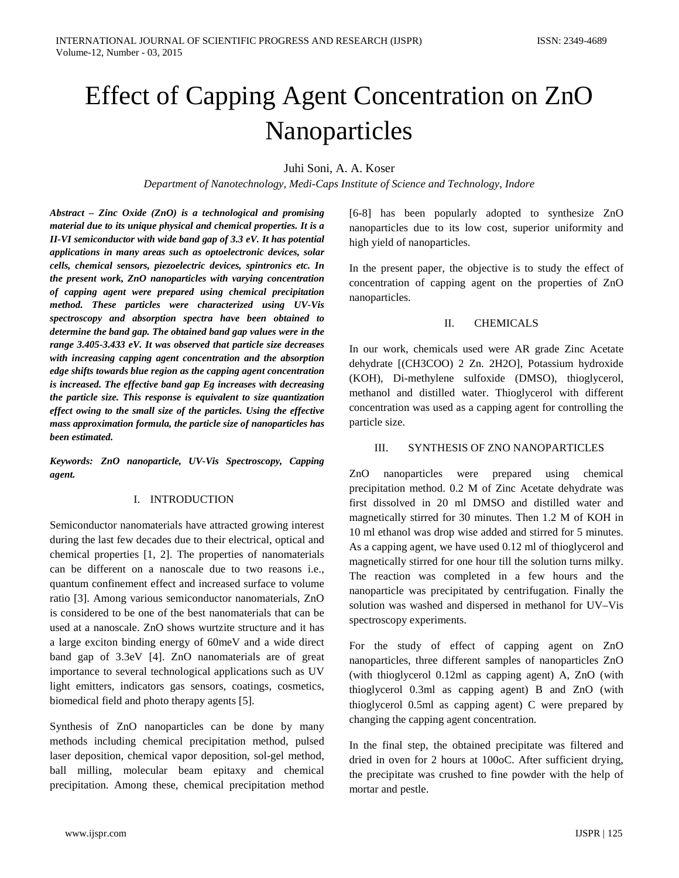# Effect of Capping Agent Concentration on ZnO Nanoparticles

Juhi Soni, A. A. Koser

*Department of Nanotechnology, Medi-Caps Institute of Science and Technology, Indore*

***Abstract – Zinc Oxide (ZnO) is a technological and promising material due to its unique physical and chemical properties. It is a II-VI semiconductor with wide band gap of 3.3 eV. It has potential applications in many areas such as optoelectronic devices, solar cells, chemical sensors, piezoelectric devices, spintronics etc. In the present work, ZnO nanoparticles with varying concentration of capping agent were prepared using chemical precipitation method. These particles were characterized using UV-Vis spectroscopy and absorption spectra have been obtained to determine the band gap. The obtained band gap values were in the range 3.405-3.433 eV. It was observed that particle size decreases with increasing capping agent concentration and the absorption edge shifts towards blue region as the capping agent concentration is increased. The effective band gap Eg increases with decreasing the particle size. This response is equivalent to size quantization effect owing to the small size of the particles. Using the effective mass approximation formula, the particle size of nanoparticles has been estimated.***

***Keywords: ZnO nanoparticle, UV-Vis Spectroscopy, Capping agent.***

## I. INTRODUCTION

Semiconductor nanomaterials have attracted growing interest during the last few decades due to their electrical, optical and chemical properties [1, 2]. The properties of nanomaterials can be different on a nanoscale due to two reasons i.e., quantum confinement effect and increased surface to volume ratio [3]. Among various semiconductor nanomaterials, ZnO is considered to be one of the best nanomaterials that can be used at a nanoscale. ZnO shows wurtzite structure and it has a large exciton binding energy of 60meV and a wide direct band gap of 3.3eV [4]. ZnO nanomaterials are of great importance to several technological applications such as UV light emitters, indicators gas sensors, coatings, cosmetics, biomedical field and photo therapy agents [5].

Synthesis of ZnO nanoparticles can be done by many methods including chemical precipitation method, pulsed laser deposition, chemical vapor deposition, sol-gel method, ball milling, molecular beam epitaxy and chemical precipitation. Among these, chemical precipitation method [6-8] has been popularly adopted to synthesize ZnO nanoparticles due to its low cost, superior uniformity and high yield of nanoparticles.

In the present paper, the objective is to study the effect of concentration of capping agent on the properties of ZnO nanoparticles.

## II. CHEMICALS

In our work, chemicals used were AR grade Zinc Acetate dehydrate [$(CH_3COO)_2 Zn. 2H_2O$], Potassium hydroxide (KOH), Di-methylene sulfoxide (DMSO), thioglycerol, methanol and distilled water. Thioglycerol with different concentration was used as a capping agent for controlling the particle size.

## III. SYNTHESIS OF ZNO NANOPARTICLES

ZnO nanoparticles were prepared using chemical precipitation method. 0.2 M of Zinc Acetate dehydrate was first dissolved in 20 ml DMSO and distilled water and magnetically stirred for 30 minutes. Then 1.2 M of KOH in 10 ml ethanol was drop wise added and stirred for 5 minutes. As a capping agent, we have used 0.12 ml of thioglycerol and magnetically stirred for one hour till the solution turns milky. The reaction was completed in a few hours and the nanoparticle was precipitated by centrifugation. Finally the solution was washed and dispersed in methanol for UV–Vis spectroscopy experiments.

For the study of effect of capping agent on ZnO nanoparticles, three different samples of nanoparticles ZnO (with thioglycerol 0.12ml as capping agent) A, ZnO (with thioglycerol 0.3ml as capping agent) B and ZnO (with thioglycerol 0.5ml as capping agent) C were prepared by changing the capping agent concentration.

In the final step, the obtained precipitate was filtered and dried in oven for 2 hours at 100oC. After sufficient drying, the precipitate was crushed to fine powder with the help of mortar and pestle.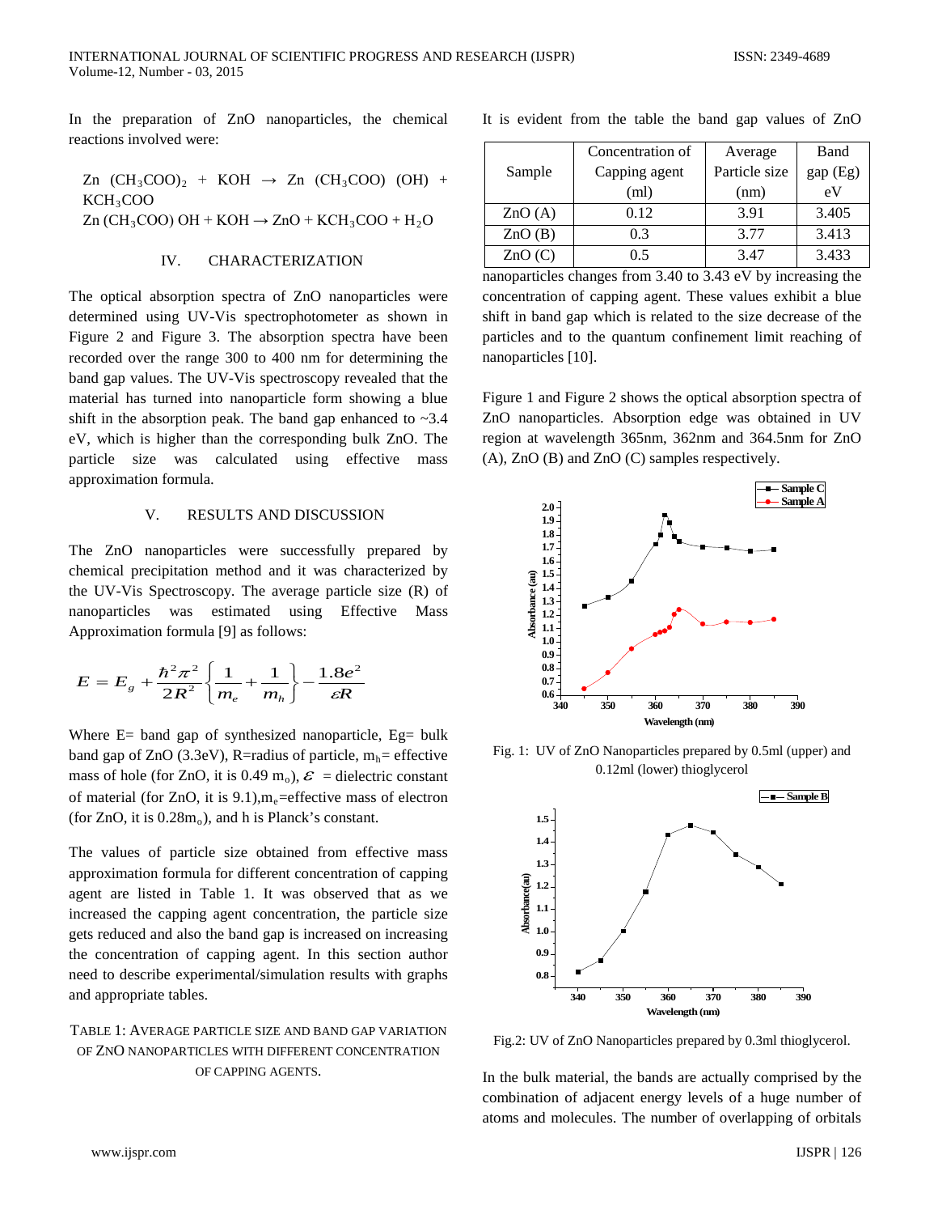In the preparation of ZnO nanoparticles, the chemical reactions involved were:

$Zn\ (CH_3COO)_2\ +\ KOH \rightarrow Zn\ (CH_3COO)\ (OH)\ +\ KCH_3COO$

$Zn\ (CH_3COO)\ OH + KOH \rightarrow ZnO + KCH_3COO + H_2O$

## IV. CHARACTERIZATION

The optical absorption spectra of ZnO nanoparticles were determined using UV-Vis spectrophotometer as shown in Figure 2 and Figure 3. The absorption spectra have been recorded over the range 300 to 400 nm for determining the band gap values. The UV-Vis spectroscopy revealed that the material has turned into nanoparticle form showing a blue shift in the absorption peak. The band gap enhanced to ~3.4 eV, which is higher than the corresponding bulk ZnO. The particle size was calculated using effective mass approximation formula.

## V. RESULTS AND DISCUSSION

The ZnO nanoparticles were successfully prepared by chemical precipitation method and it was characterized by the UV-Vis Spectroscopy. The average particle size (R) of nanoparticles was estimated using Effective Mass Approximation formula [9] as follows:

$$E = E_g + \frac{\hbar^2 \pi^2}{2R^2}\left\{\frac{1}{m_e} + \frac{1}{m_h}\right\} - \frac{1.8e^2}{\varepsilon R}$$

Where E= band gap of synthesized nanoparticle, Eg= bulk band gap of ZnO (3.3eV), R=radius of particle, $m_h$= effective mass of hole (for ZnO, it is 0.49 $m_o$), $\varepsilon$ = dielectric constant of material (for ZnO, it is 9.1), $m_e$=effective mass of electron (for ZnO, it is 0.28$m_o$), and h is Planck's constant.

The values of particle size obtained from effective mass approximation formula for different concentration of capping agent are listed in Table 1. It was observed that as we increased the capping agent concentration, the particle size gets reduced and also the band gap is increased on increasing the concentration of capping agent. In this section author need to describe experimental/simulation results with graphs and appropriate tables.

TABLE 1: AVERAGE PARTICLE SIZE AND BAND GAP VARIATION OF ZNO NANOPARTICLES WITH DIFFERENT CONCENTRATION OF CAPPING AGENTS.

| Sample | Concentration of Capping agent (ml) | Average Particle size (nm) | Band gap (Eg) eV |
|---|---|---|---|
| ZnO (A) | 0.12 | 3.91 | 3.405 |
| ZnO (B) | 0.3 | 3.77 | 3.413 |
| ZnO (C) | 0.5 | 3.47 | 3.433 |

It is evident from the table the band gap values of ZnO nanoparticles changes from 3.40 to 3.43 eV by increasing the concentration of capping agent. These values exhibit a blue shift in band gap which is related to the size decrease of the particles and to the quantum confinement limit reaching of nanoparticles [10].

Figure 1 and Figure 2 shows the optical absorption spectra of ZnO nanoparticles. Absorption edge was obtained in UV region at wavelength 365nm, 362nm and 364.5nm for ZnO (A), ZnO (B) and ZnO (C) samples respectively.

Fig. 1: UV of ZnO Nanoparticles prepared by 0.5ml (upper) and 0.12ml (lower) thioglycerol

Fig.2: UV of ZnO Nanoparticles prepared by 0.3ml thioglycerol.

In the bulk material, the bands are actually comprised by the combination of adjacent energy levels of a huge number of atoms and molecules. The number of overlapping of orbitals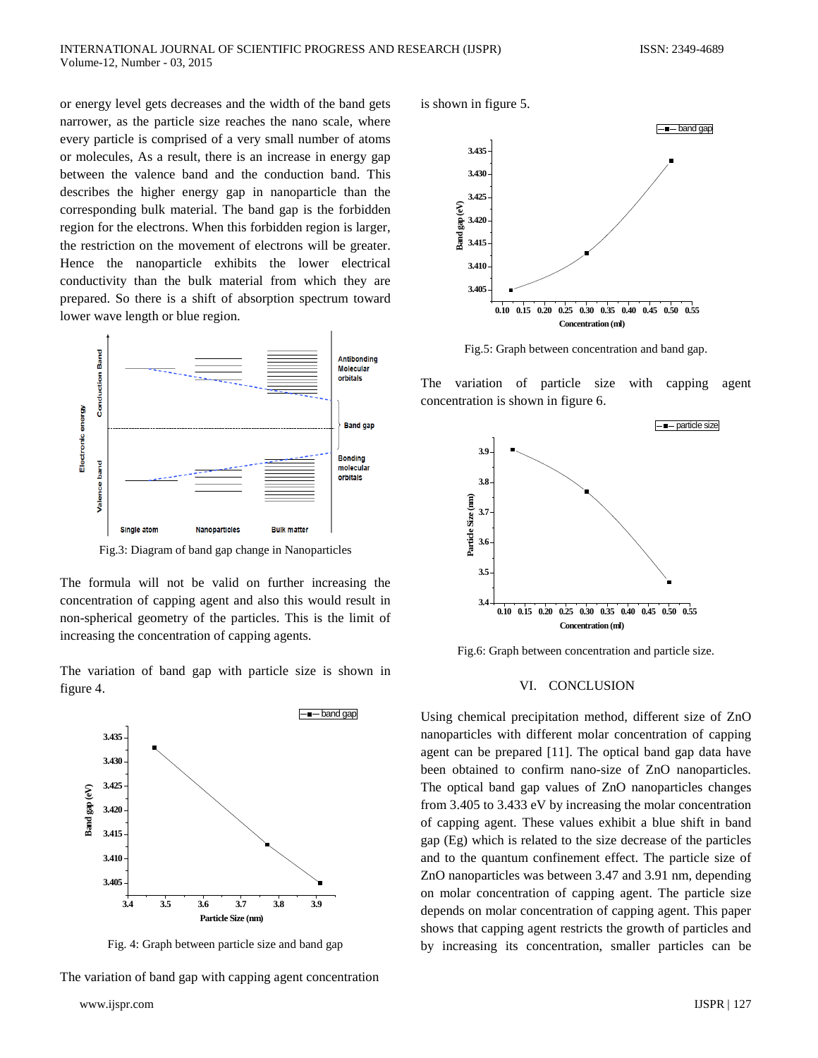or energy level gets decreases and the width of the band gets narrower, as the particle size reaches the nano scale, where every particle is comprised of a very small number of atoms or molecules, As a result, there is an increase in energy gap between the valence band and the conduction band. This describes the higher energy gap in nanoparticle than the corresponding bulk material. The band gap is the forbidden region for the electrons. When this forbidden region is larger, the restriction on the movement of electrons will be greater. Hence the nanoparticle exhibits the lower electrical conductivity than the bulk material from which they are prepared. So there is a shift of absorption spectrum toward lower wave length or blue region.

Fig.3: Diagram of band gap change in Nanoparticles

The formula will not be valid on further increasing the concentration of capping agent and also this would result in non-spherical geometry of the particles. This is the limit of increasing the concentration of capping agents.

The variation of band gap with particle size is shown in figure 4.

Fig. 4: Graph between particle size and band gap

The variation of band gap with capping agent concentration is shown in figure 5.

Fig.5: Graph between concentration and band gap.

The variation of particle size with capping agent concentration is shown in figure 6.

Fig.6: Graph between concentration and particle size.

## VI. CONCLUSION

Using chemical precipitation method, different size of ZnO nanoparticles with different molar concentration of capping agent can be prepared [11]. The optical band gap data have been obtained to confirm nano-size of ZnO nanoparticles. The optical band gap values of ZnO nanoparticles changes from 3.405 to 3.433 eV by increasing the molar concentration of capping agent. These values exhibit a blue shift in band gap (Eg) which is related to the size decrease of the particles and to the quantum confinement effect. The particle size of ZnO nanoparticles was between 3.47 and 3.91 nm, depending on molar concentration of capping agent. The particle size depends on molar concentration of capping agent. This paper shows that capping agent restricts the growth of particles and by increasing its concentration, smaller particles can be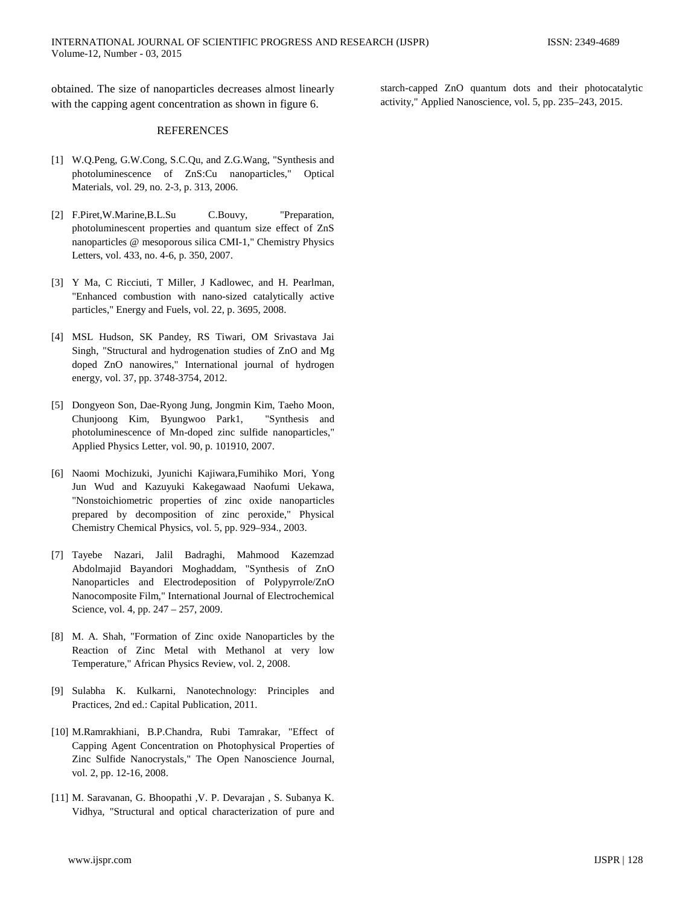obtained. The size of nanoparticles decreases almost linearly with the capping agent concentration as shown in figure 6.

## REFERENCES

[1] W.Q.Peng, G.W.Cong, S.C.Qu, and Z.G.Wang, "Synthesis and photoluminescence of ZnS:Cu nanoparticles," Optical Materials, vol. 29, no. 2-3, p. 313, 2006.

[2] F.Piret,W.Marine,B.L.Su C.Bouvy, "Preparation, photoluminescent properties and quantum size effect of ZnS nanoparticles @ mesoporous silica CMI-1," Chemistry Physics Letters, vol. 433, no. 4-6, p. 350, 2007.

[3] Y Ma, C Ricciuti, T Miller, J Kadlowec, and H. Pearlman, "Enhanced combustion with nano-sized catalytically active particles," Energy and Fuels, vol. 22, p. 3695, 2008.

[4] MSL Hudson, SK Pandey, RS Tiwari, OM Srivastava Jai Singh, "Structural and hydrogenation studies of ZnO and Mg doped ZnO nanowires," International journal of hydrogen energy, vol. 37, pp. 3748-3754, 2012.

[5] Dongyeon Son, Dae-Ryong Jung, Jongmin Kim, Taeho Moon, Chunjoong Kim, Byungwoo Park1, "Synthesis and photoluminescence of Mn-doped zinc sulfide nanoparticles," Applied Physics Letter, vol. 90, p. 101910, 2007.

[6] Naomi Mochizuki, Jyunichi Kajiwara,Fumihiko Mori, Yong Jun Wud and Kazuyuki Kakegawaad Naofumi Uekawa, "Nonstoichiometric properties of zinc oxide nanoparticles prepared by decomposition of zinc peroxide," Physical Chemistry Chemical Physics, vol. 5, pp. 929–934., 2003.

[7] Tayebe Nazari, Jalil Badraghi, Mahmood Kazemzad Abdolmajid Bayandori Moghaddam, "Synthesis of ZnO Nanoparticles and Electrodeposition of Polypyrrole/ZnO Nanocomposite Film," International Journal of Electrochemical Science, vol. 4, pp. 247 – 257, 2009.

[8] M. A. Shah, "Formation of Zinc oxide Nanoparticles by the Reaction of Zinc Metal with Methanol at very low Temperature," African Physics Review, vol. 2, 2008.

[9] Sulabha K. Kulkarni, Nanotechnology: Principles and Practices, 2nd ed.: Capital Publication, 2011.

[10] M.Ramrakhiani, B.P.Chandra, Rubi Tamrakar, "Effect of Capping Agent Concentration on Photophysical Properties of Zinc Sulfide Nanocrystals," The Open Nanoscience Journal, vol. 2, pp. 12-16, 2008.

[11] M. Saravanan, G. Bhoopathi ,V. P. Devarajan , S. Subanya K. Vidhya, "Structural and optical characterization of pure and starch-capped ZnO quantum dots and their photocatalytic activity," Applied Nanoscience, vol. 5, pp. 235–243, 2015.